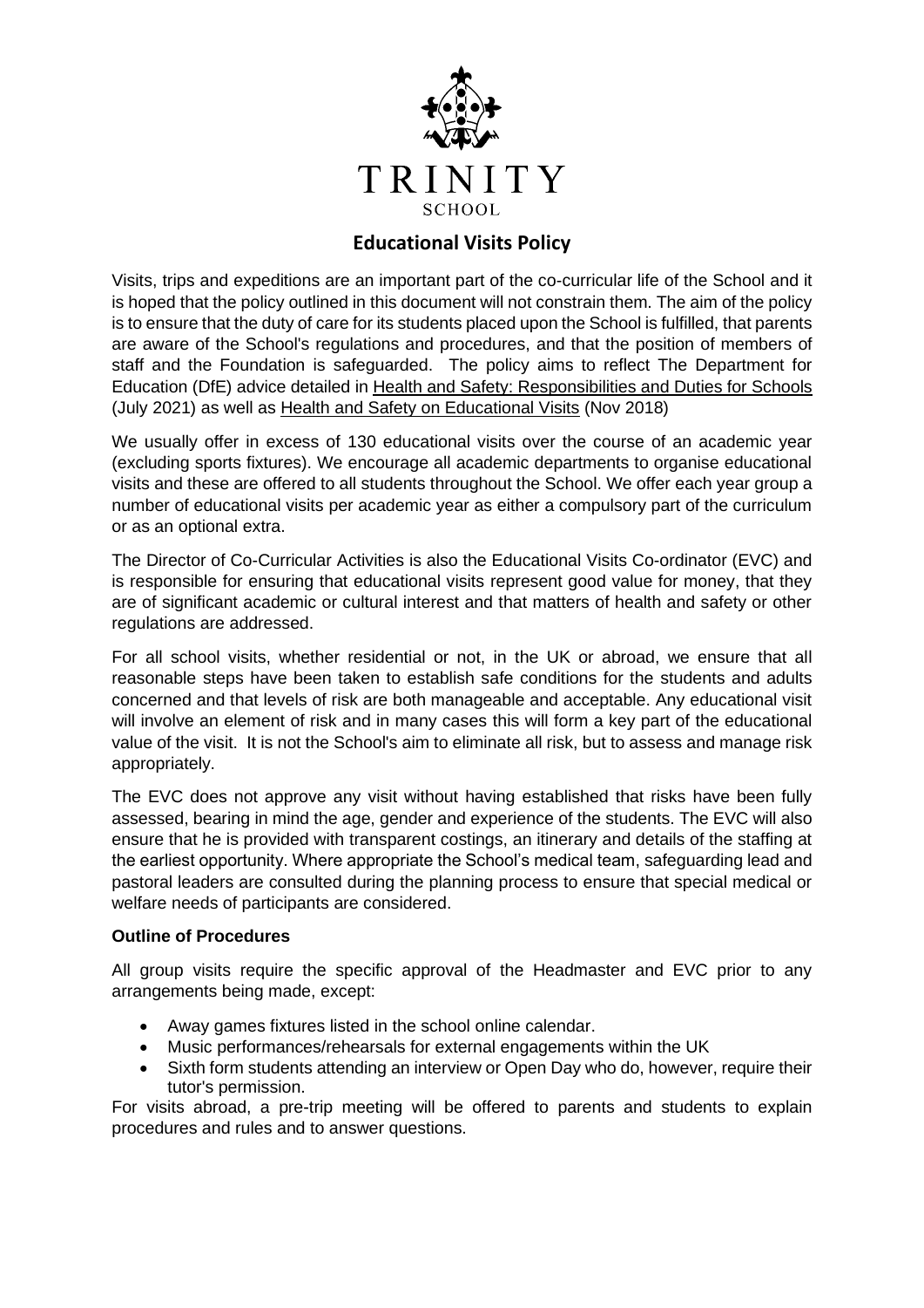TRINITY

SCHOOL

# Educational Visits Policy

Visits, trips and expeditions are an important part of the co-curricular life of the School and it is hoped that the policy outlined in this document will not constrain them. The aim of the policy is to ensure that the duty of care for its students placed upon the School is fulfilled, that parents are aware of the School's regulations and procedures, and that the position of members of staff and the Foundation is safeguarded. The policy aims to reflect The Department for Education (DfE) advice detailed in Health and Safety: Responsibilities and Duties for Schools (July 2021) as well as Health and Safety on Educational Visits (Nov 2018)

We usually offer in excess of 130 educational visits over the course of an academic year (excluding sports fixtures). We encourage all academic departments to organise educational visits and these are offered to all students throughout the School. We offer each year group a number of educational visits per academic year as either a compulsory part of the curriculum or as an optional extra.

The Director of Co-Curricular Activities is also the Educational Visits Co-ordinator (EVC) and is responsible for ensuring that educational visits represent good value for money, that they are of significant academic or cultural interest and that matters of health and safety or other regulations are addressed.

For all school visits, whether residential or not, in the UK or abroad, we ensure that all reasonable steps have been taken to establish safe conditions for the students and adults concerned and that levels of risk are both manageable and acceptable. Any educational visit will involve an element of risk and in many cases this will form a key part of the educational value of the visit. It is not the School's aim to eliminate all risk, but to assess and manage risk appropriately.

The EVC does not approve any visit without having established that risks have been fully assessed, bearing in mind the age, gender and experience of the students. The EVC will also ensure that he is provided with transparent costings, an itinerary and details of the staffing at the earliest opportunity. Where appropriate the School's medical team, safeguarding lead and pastoral leaders are consulted during the planning process to ensure that special medical or welfare needs of participants are considered.

**Outline of Procedures**

All group visits require the specific approval of the Headmaster and EVC prior to any arrangements being made, except:

- Away games fixtures listed in the school online calendar.
- Music performances/rehearsals for external engagements within the UK
- Sixth form students attending an interview or Open Day who do, however, require their tutor's permission.

For visits abroad, a pre-trip meeting will be offered to parents and students to explain procedures and rules and to answer questions.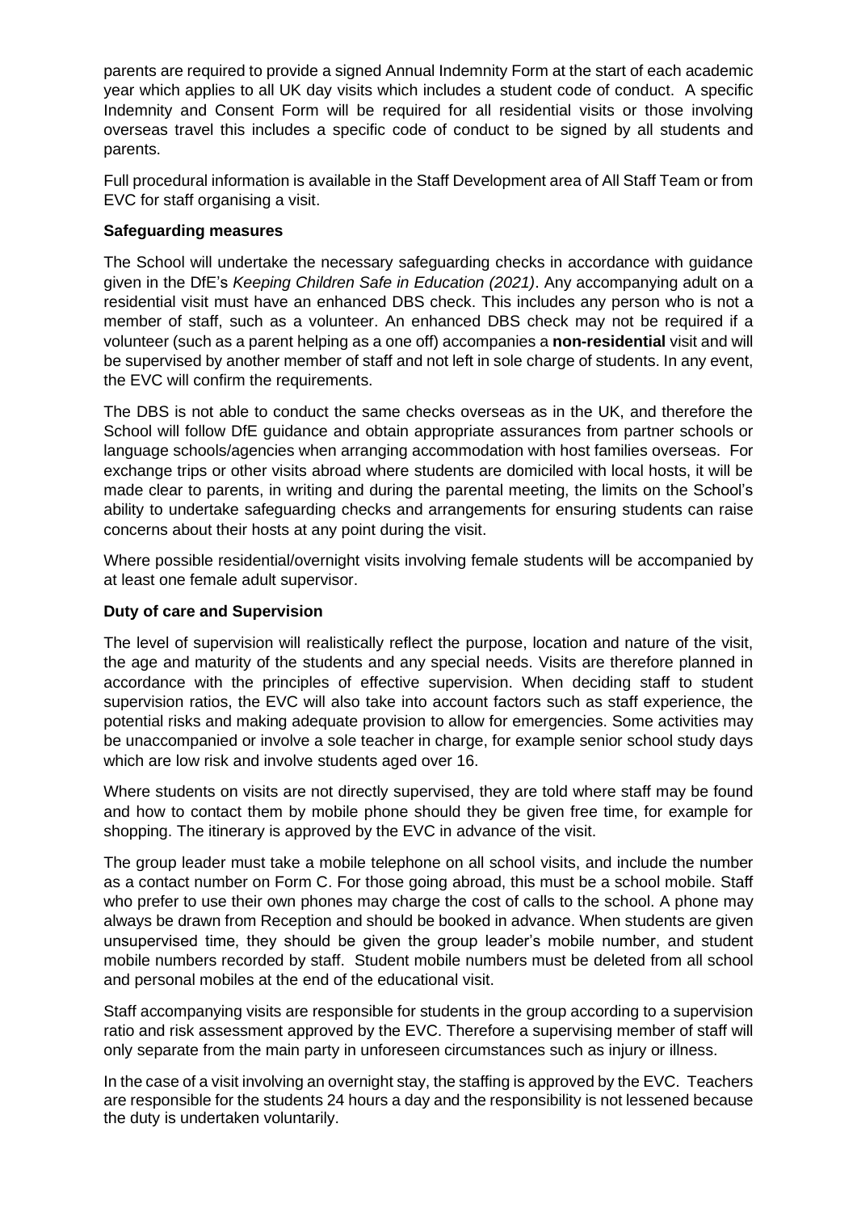parents are required to provide a signed Annual Indemnity Form at the start of each academic year which applies to all UK day visits which includes a student code of conduct. A specific Indemnity and Consent Form will be required for all residential visits or those involving overseas travel this includes a specific code of conduct to be signed by all students and parents.

Full procedural information is available in the Staff Development area of All Staff Team or from EVC for staff organising a visit.

**Safeguarding measures**

The School will undertake the necessary safeguarding checks in accordance with guidance given in the DfE's *Keeping Children Safe in Education (2021)*. Any accompanying adult on a residential visit must have an enhanced DBS check. This includes any person who is not a member of staff, such as a volunteer. An enhanced DBS check may not be required if a volunteer (such as a parent helping as a one off) accompanies a **non-residential** visit and will be supervised by another member of staff and not left in sole charge of students. In any event, the EVC will confirm the requirements.

The DBS is not able to conduct the same checks overseas as in the UK, and therefore the School will follow DfE guidance and obtain appropriate assurances from partner schools or language schools/agencies when arranging accommodation with host families overseas. For exchange trips or other visits abroad where students are domiciled with local hosts, it will be made clear to parents, in writing and during the parental meeting, the limits on the School's ability to undertake safeguarding checks and arrangements for ensuring students can raise concerns about their hosts at any point during the visit.

Where possible residential/overnight visits involving female students will be accompanied by at least one female adult supervisor.

**Duty of care and Supervision**

The level of supervision will realistically reflect the purpose, location and nature of the visit, the age and maturity of the students and any special needs. Visits are therefore planned in accordance with the principles of effective supervision. When deciding staff to student supervision ratios, the EVC will also take into account factors such as staff experience, the potential risks and making adequate provision to allow for emergencies. Some activities may be unaccompanied or involve a sole teacher in charge, for example senior school study days which are low risk and involve students aged over 16.

Where students on visits are not directly supervised, they are told where staff may be found and how to contact them by mobile phone should they be given free time, for example for shopping. The itinerary is approved by the EVC in advance of the visit.

The group leader must take a mobile telephone on all school visits, and include the number as a contact number on Form C. For those going abroad, this must be a school mobile. Staff who prefer to use their own phones may charge the cost of calls to the school. A phone may always be drawn from Reception and should be booked in advance. When students are given unsupervised time, they should be given the group leader's mobile number, and student mobile numbers recorded by staff. Student mobile numbers must be deleted from all school and personal mobiles at the end of the educational visit.

Staff accompanying visits are responsible for students in the group according to a supervision ratio and risk assessment approved by the EVC. Therefore a supervising member of staff will only separate from the main party in unforeseen circumstances such as injury or illness.

In the case of a visit involving an overnight stay, the staffing is approved by the EVC. Teachers are responsible for the students 24 hours a day and the responsibility is not lessened because the duty is undertaken voluntarily.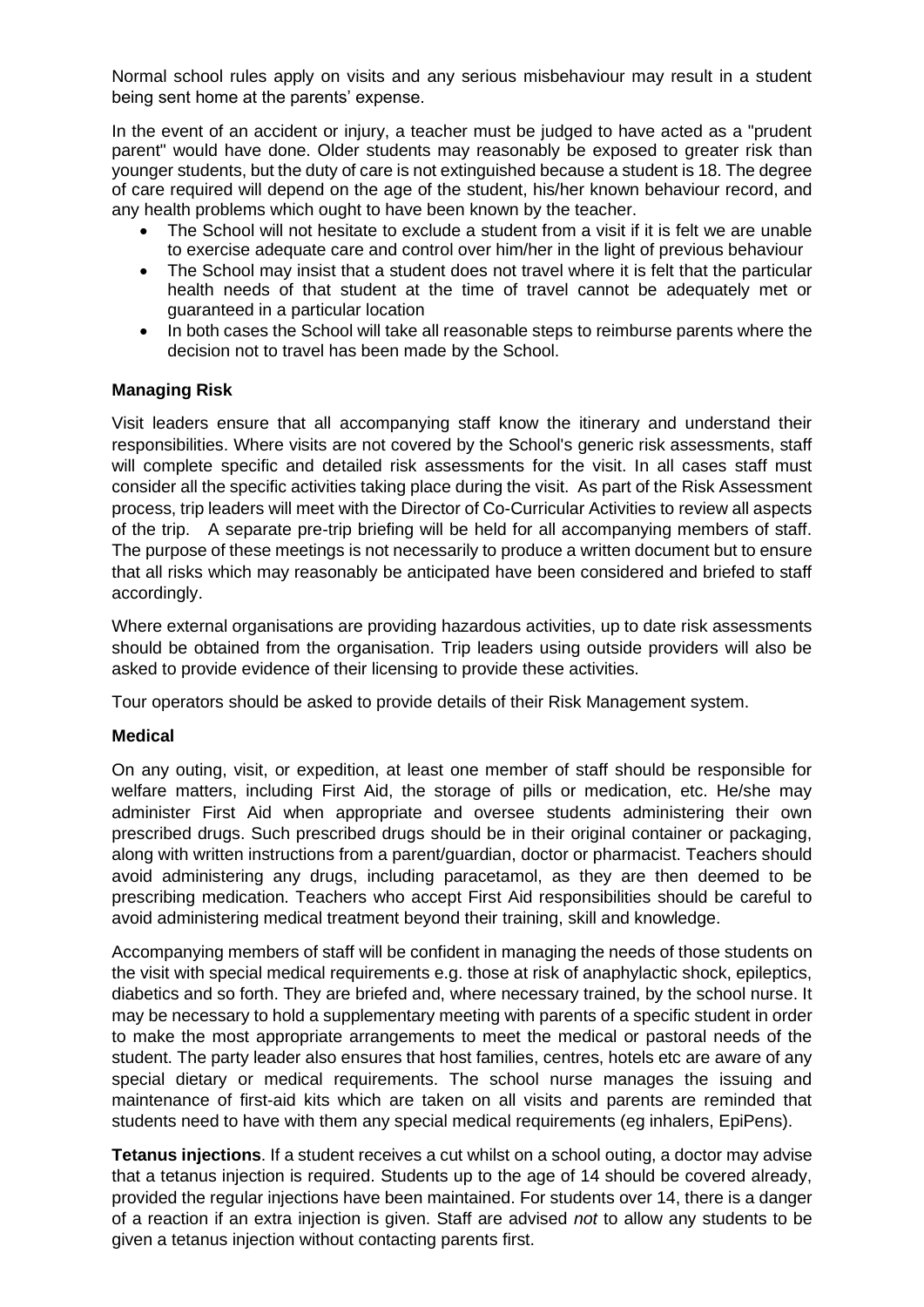Normal school rules apply on visits and any serious misbehaviour may result in a student being sent home at the parents' expense.

In the event of an accident or injury, a teacher must be judged to have acted as a "prudent parent" would have done. Older students may reasonably be exposed to greater risk than younger students, but the duty of care is not extinguished because a student is 18. The degree of care required will depend on the age of the student, his/her known behaviour record, and any health problems which ought to have been known by the teacher.

- The School will not hesitate to exclude a student from a visit if it is felt we are unable to exercise adequate care and control over him/her in the light of previous behaviour
- The School may insist that a student does not travel where it is felt that the particular health needs of that student at the time of travel cannot be adequately met or guaranteed in a particular location
- In both cases the School will take all reasonable steps to reimburse parents where the decision not to travel has been made by the School.

**Managing Risk**

Visit leaders ensure that all accompanying staff know the itinerary and understand their responsibilities. Where visits are not covered by the School's generic risk assessments, staff will complete specific and detailed risk assessments for the visit. In all cases staff must consider all the specific activities taking place during the visit. As part of the Risk Assessment process, trip leaders will meet with the Director of Co-Curricular Activities to review all aspects of the trip. A separate pre-trip briefing will be held for all accompanying members of staff. The purpose of these meetings is not necessarily to produce a written document but to ensure that all risks which may reasonably be anticipated have been considered and briefed to staff accordingly.

Where external organisations are providing hazardous activities, up to date risk assessments should be obtained from the organisation. Trip leaders using outside providers will also be asked to provide evidence of their licensing to provide these activities.

Tour operators should be asked to provide details of their Risk Management system.

**Medical**

On any outing, visit, or expedition, at least one member of staff should be responsible for welfare matters, including First Aid, the storage of pills or medication, etc. He/she may administer First Aid when appropriate and oversee students administering their own prescribed drugs. Such prescribed drugs should be in their original container or packaging, along with written instructions from a parent/guardian, doctor or pharmacist. Teachers should avoid administering any drugs, including paracetamol, as they are then deemed to be prescribing medication. Teachers who accept First Aid responsibilities should be careful to avoid administering medical treatment beyond their training, skill and knowledge.

Accompanying members of staff will be confident in managing the needs of those students on the visit with special medical requirements e.g. those at risk of anaphylactic shock, epileptics, diabetics and so forth. They are briefed and, where necessary trained, by the school nurse. It may be necessary to hold a supplementary meeting with parents of a specific student in order to make the most appropriate arrangements to meet the medical or pastoral needs of the student. The party leader also ensures that host families, centres, hotels etc are aware of any special dietary or medical requirements. The school nurse manages the issuing and maintenance of first-aid kits which are taken on all visits and parents are reminded that students need to have with them any special medical requirements (eg inhalers, EpiPens).

**Tetanus injections**. If a student receives a cut whilst on a school outing, a doctor may advise that a tetanus injection is required. Students up to the age of 14 should be covered already, provided the regular injections have been maintained. For students over 14, there is a danger of a reaction if an extra injection is given. Staff are advised *not* to allow any students to be given a tetanus injection without contacting parents first.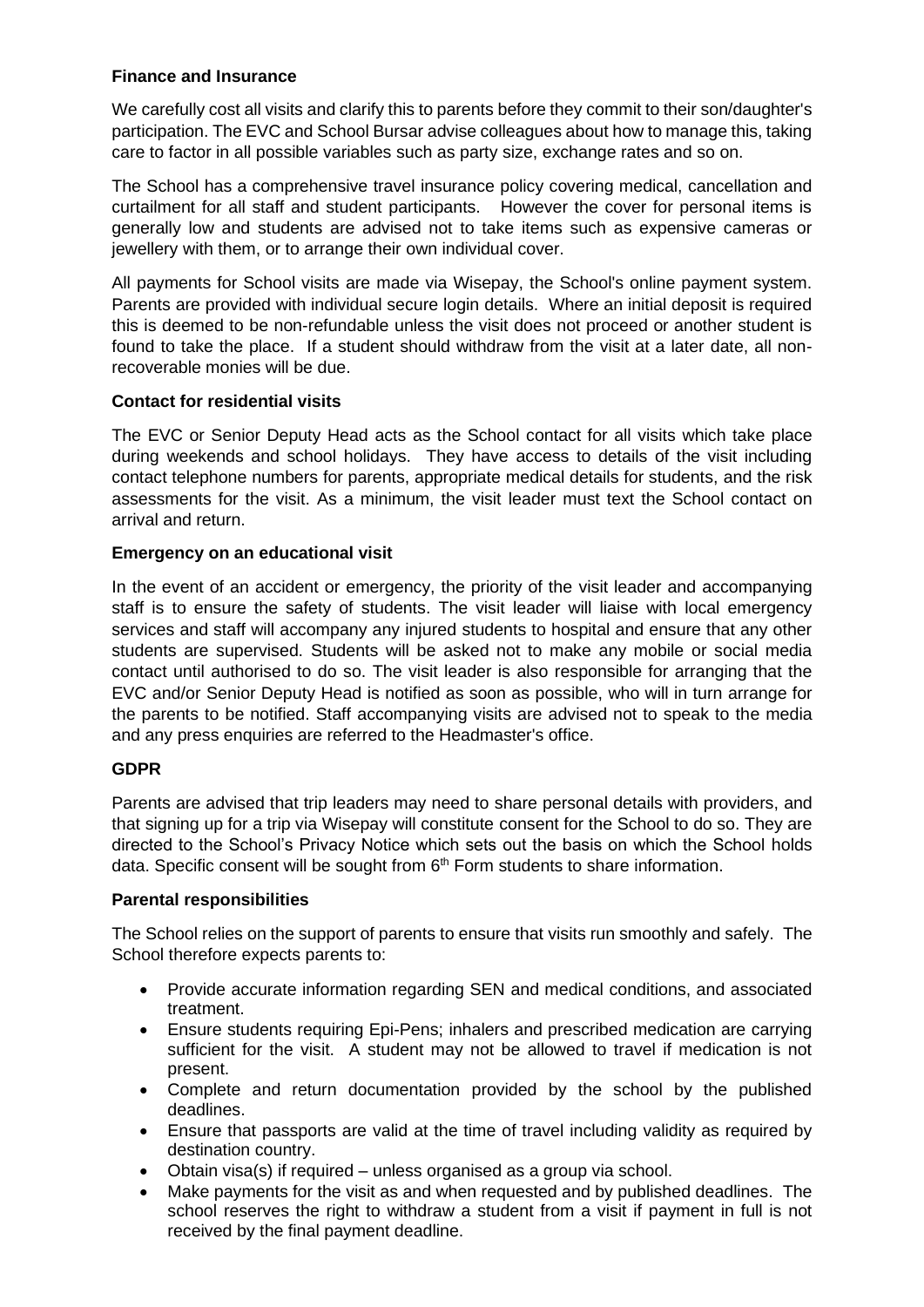**Finance and Insurance**

We carefully cost all visits and clarify this to parents before they commit to their son/daughter's participation. The EVC and School Bursar advise colleagues about how to manage this, taking care to factor in all possible variables such as party size, exchange rates and so on.

The School has a comprehensive travel insurance policy covering medical, cancellation and curtailment for all staff and student participants. However the cover for personal items is generally low and students are advised not to take items such as expensive cameras or jewellery with them, or to arrange their own individual cover.

All payments for School visits are made via Wisepay, the School's online payment system. Parents are provided with individual secure login details. Where an initial deposit is required this is deemed to be non-refundable unless the visit does not proceed or another student is found to take the place. If a student should withdraw from the visit at a later date, all non-recoverable monies will be due.

**Contact for residential visits**

The EVC or Senior Deputy Head acts as the School contact for all visits which take place during weekends and school holidays. They have access to details of the visit including contact telephone numbers for parents, appropriate medical details for students, and the risk assessments for the visit. As a minimum, the visit leader must text the School contact on arrival and return.

**Emergency on an educational visit**

In the event of an accident or emergency, the priority of the visit leader and accompanying staff is to ensure the safety of students. The visit leader will liaise with local emergency services and staff will accompany any injured students to hospital and ensure that any other students are supervised. Students will be asked not to make any mobile or social media contact until authorised to do so. The visit leader is also responsible for arranging that the EVC and/or Senior Deputy Head is notified as soon as possible, who will in turn arrange for the parents to be notified. Staff accompanying visits are advised not to speak to the media and any press enquiries are referred to the Headmaster's office.

**GDPR**

Parents are advised that trip leaders may need to share personal details with providers, and that signing up for a trip via Wisepay will constitute consent for the School to do so. They are directed to the School's Privacy Notice which sets out the basis on which the School holds data. Specific consent will be sought from 6th Form students to share information.

**Parental responsibilities**

The School relies on the support of parents to ensure that visits run smoothly and safely. The School therefore expects parents to:

- Provide accurate information regarding SEN and medical conditions, and associated treatment.
- Ensure students requiring Epi-Pens; inhalers and prescribed medication are carrying sufficient for the visit. A student may not be allowed to travel if medication is not present.
- Complete and return documentation provided by the school by the published deadlines.
- Ensure that passports are valid at the time of travel including validity as required by destination country.
- Obtain visa(s) if required – unless organised as a group via school.
- Make payments for the visit as and when requested and by published deadlines. The school reserves the right to withdraw a student from a visit if payment in full is not received by the final payment deadline.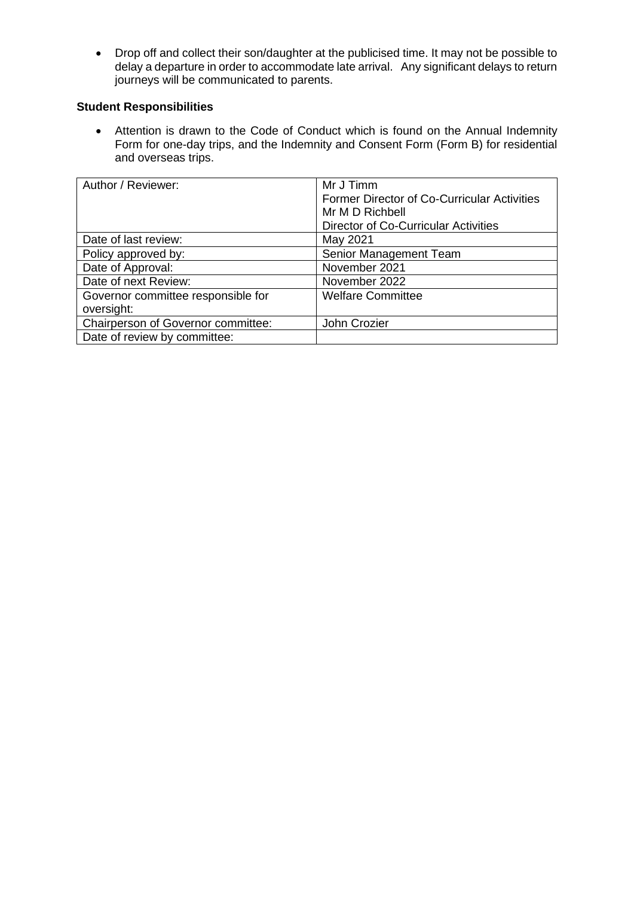- Drop off and collect their son/daughter at the publicised time. It may not be possible to delay a departure in order to accommodate late arrival. Any significant delays to return journeys will be communicated to parents.

**Student Responsibilities**

- Attention is drawn to the Code of Conduct which is found on the Annual Indemnity Form for one-day trips, and the Indemnity and Consent Form (Form B) for residential and overseas trips.

| | |
|---|---|
| Author / Reviewer: | Mr J Timm<br>Former Director of Co-Curricular Activities<br>Mr M D Richbell<br>Director of Co-Curricular Activities |
| Date of last review: | May 2021 |
| Policy approved by: | Senior Management Team |
| Date of Approval: | November 2021 |
| Date of next Review: | November 2022 |
| Governor committee responsible for oversight: | Welfare Committee |
| Chairperson of Governor committee: | John Crozier |
| Date of review by committee: | |